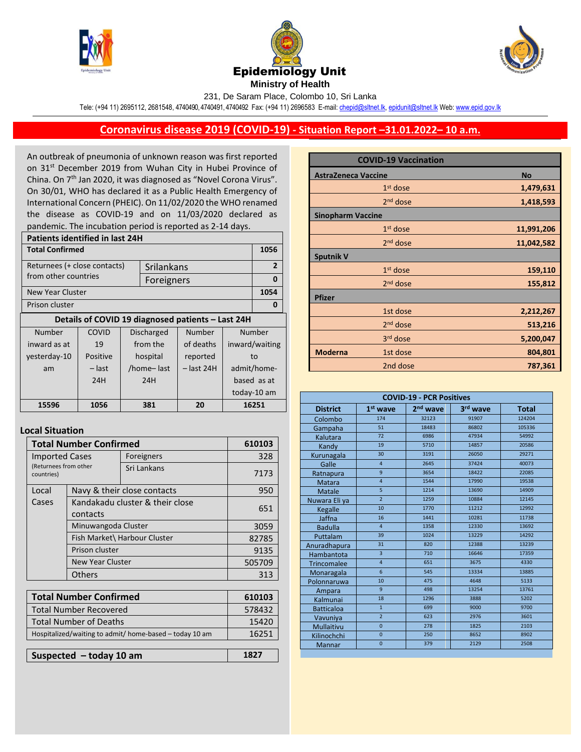# Epidemiology Unit

**Ministry of Health**

231, De Saram Place, Colombo 10, Sri Lanka

Tele: (+94 11) 2695112, 2681548, 4740490, 4740491, 4740492 Fax: (+94 11) 2696583 E-mail: chepid@sltnet.lk, epidunit@sltnet.lk Web: www.epid.gov.lk

## Coronavirus disease 2019 (COVID-19) - Situation Report –31.01.2022– 10 a.m.

An outbreak of pneumonia of unknown reason was first reported on 31st December 2019 from Wuhan City in Hubei Province of China. On 7th Jan 2020, it was diagnosed as "Novel Corona Virus". On 30/01, WHO has declared it as a Public Health Emergency of International Concern (PHEIC). On 11/02/2020 the WHO renamed the disease as COVID-19 and on 11/03/2020 declared as pandemic. The incubation period is reported as 2-14 days.

| Patients identified in last 24H | | |
|---|---|---|
| **Total Confirmed** | | **1056** |
| Returnees (+ close contacts) from other countries | Srilankans | 2 |
| | Foreigners | 0 |
| New Year Cluster | | 1054 |
| Prison cluster | | 0 |

**Details of COVID 19 diagnosed patients – Last 24H**

| Number inward as at yesterday-10 am | COVID 19 Positive – last 24H | Discharged from the hospital /home– last 24H | Number of deaths reported – last 24H | Number inward/waiting to admit/home-based as at today-10 am |
|---|---|---|---|---|
| **15596** | **1056** | **381** | **20** | **16251** |

### Local Situation

| Total Number Confirmed | | | 610103 |
|---|---|---|---|
| Imported Cases (Returnees from other countries) | | Foreigners | 328 |
| | | Sri Lankans | 7173 |
| Local Cases | Navy & their close contacts | | 950 |
| | Kandakadu cluster & their close contacts | | 651 |
| | Minuwangoda Cluster | | 3059 |
| | Fish Market\ Harbour Cluster | | 82785 |
| | Prison cluster | | 9135 |
| | New Year Cluster | | 505709 |
| | Others | | 313 |

| **Total Number Confirmed** | **610103** |
|---|---|
| Total Number Recovered | 578432 |
| Total Number of Deaths | 15420 |
| Hospitalized/waiting to admit/ home-based – today 10 am | 16251 |

| **Suspected – today 10 am** | **1827** |
|---|---|

| COVID-19 Vaccination | | |
|---|---|---|
| **AstraZeneca Vaccine** | | **No** |
| | 1st dose | 1,479,631 |
| | 2nd dose | 1,418,593 |
| **Sinopharm Vaccine** | | |
| | 1st dose | 11,991,206 |
| | 2nd dose | 11,042,582 |
| **Sputnik V** | | |
| | 1st dose | 159,110 |
| | 2nd dose | 155,812 |
| **Pfizer** | | |
| | 1st dose | 2,212,267 |
| | 2nd dose | 513,216 |
| | 3rd dose | 5,200,047 |
| **Moderna** | 1st dose | 804,801 |
| | 2nd dose | 787,361 |

**COVID-19 - PCR Positives**

| District | 1st wave | 2nd wave | 3rd wave | Total |
|---|---|---|---|---|
| Colombo | 174 | 32123 | 91907 | 124204 |
| Gampaha | 51 | 18483 | 86802 | 105336 |
| Kalutara | 72 | 6986 | 47934 | 54992 |
| Kandy | 19 | 5710 | 14857 | 20586 |
| Kurunagala | 30 | 3191 | 26050 | 29271 |
| Galle | 4 | 2645 | 37424 | 40073 |
| Ratnapura | 9 | 3654 | 18422 | 22085 |
| Matara | 4 | 1544 | 17990 | 19538 |
| Matale | 5 | 1214 | 13690 | 14909 |
| Nuwara Eli ya | 2 | 1259 | 10884 | 12145 |
| Kegalle | 10 | 1770 | 11212 | 12992 |
| Jaffna | 16 | 1441 | 10281 | 11738 |
| Badulla | 4 | 1358 | 12330 | 13692 |
| Puttalam | 39 | 1024 | 13229 | 14292 |
| Anuradhapura | 31 | 820 | 12388 | 13239 |
| Hambantota | 3 | 710 | 16646 | 17359 |
| Trincomalee | 4 | 651 | 3675 | 4330 |
| Monaragala | 6 | 545 | 13334 | 13885 |
| Polonnaruwa | 10 | 475 | 4648 | 5133 |
| Ampara | 9 | 498 | 13254 | 13761 |
| Kalmunai | 18 | 1296 | 3888 | 5202 |
| Batticaloa | 1 | 699 | 9000 | 9700 |
| Vavuniya | 2 | 623 | 2976 | 3601 |
| Mullaitivu | 0 | 278 | 1825 | 2103 |
| Kilinochchi | 0 | 250 | 8652 | 8902 |
| Mannar | 0 | 379 | 2129 | 2508 |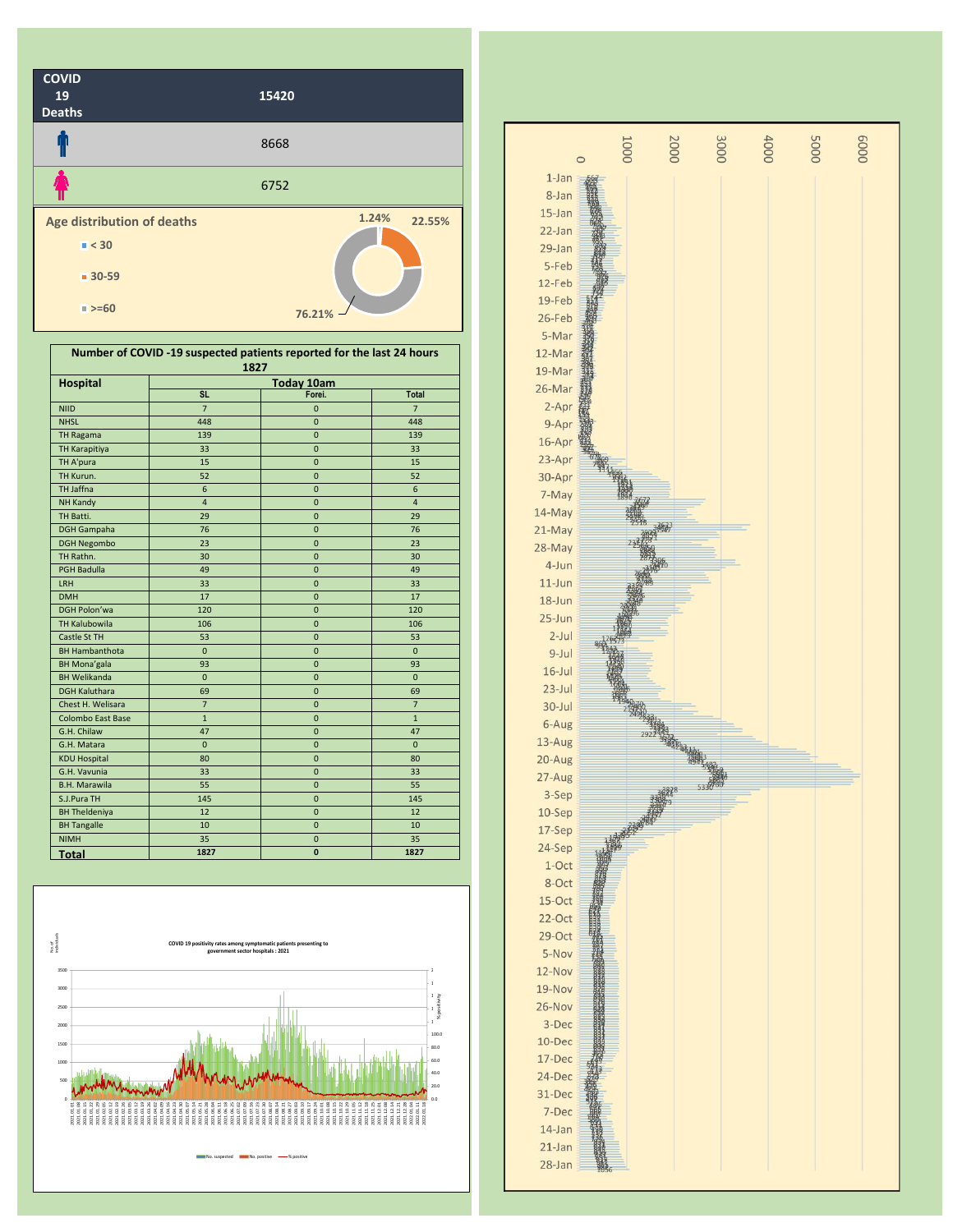| COVID 19 Deaths | 15420 |
|---|---|
| Male | 8668 |
| Female | 6752 |

**Age distribution of deaths**

- < 30
- 30-59
- >=60

1.24%
22.55%
76.21%

| Number of COVID -19 suspected patients reported for the last 24 hours 1827 | | | |
|---|---|---|---|
| Hospital | Today 10am | | |
| | SL | Forei. | Total |
| NIID | 7 | 0 | 7 |
| NHSL | 448 | 0 | 448 |
| TH Ragama | 139 | 0 | 139 |
| TH Karapitiya | 33 | 0 | 33 |
| TH A'pura | 15 | 0 | 15 |
| TH Kurun. | 52 | 0 | 52 |
| TH Jaffna | 6 | 0 | 6 |
| NH Kandy | 4 | 0 | 4 |
| TH Batti. | 29 | 0 | 29 |
| DGH Gampaha | 76 | 0 | 76 |
| DGH Negombo | 23 | 0 | 23 |
| TH Rathn. | 30 | 0 | 30 |
| PGH Badulla | 49 | 0 | 49 |
| LRH | 33 | 0 | 33 |
| DMH | 17 | 0 | 17 |
| DGH Polon'wa | 120 | 0 | 120 |
| TH Kalubowila | 106 | 0 | 106 |
| Castle St TH | 53 | 0 | 53 |
| BH Hambanthota | 0 | 0 | 0 |
| BH Mona'gala | 93 | 0 | 93 |
| BH Welikanda | 0 | 0 | 0 |
| DGH Kaluthara | 69 | 0 | 69 |
| Chest H. Welisara | 7 | 0 | 7 |
| Colombo East Base | 1 | 0 | 1 |
| G.H. Chilaw | 47 | 0 | 47 |
| G.H. Matara | 0 | 0 | 0 |
| KDU Hospital | 80 | 0 | 80 |
| G.H. Vavunia | 33 | 0 | 33 |
| B.H. Marawila | 55 | 0 | 55 |
| S.J.Pura TH | 145 | 0 | 145 |
| BH Theldeniya | 12 | 0 | 12 |
| BH Tangalle | 10 | 0 | 10 |
| NIMH | 35 | 0 | 35 |
| **Total** | **1827** | **0** | **1827** |

COVID 19 positivity rates among symptomatic patients presenting to government sector hospitals : 2021

No. of individuals
% positivity
No. suspected
No. positive
% positive

0
1000
2000
3000
4000
5000
6000
1-Jan
8-Jan
15-Jan
22-Jan
29-Jan
5-Feb
12-Feb
19-Feb
26-Feb
5-Mar
12-Mar
19-Mar
26-Mar
2-Apr
9-Apr
16-Apr
23-Apr
30-Apr
7-May
14-May
21-May
28-May
4-Jun
11-Jun
18-Jun
25-Jun
2-Jul
9-Jul
16-Jul
23-Jul
30-Jul
6-Aug
13-Aug
20-Aug
27-Aug
3-Sep
10-Sep
17-Sep
24-Sep
1-Oct
8-Oct
15-Oct
22-Oct
29-Oct
5-Nov
12-Nov
19-Nov
26-Nov
3-Dec
10-Dec
17-Dec
24-Dec
31-Dec
7-Dec
14-Jan
21-Jan
28-Jan